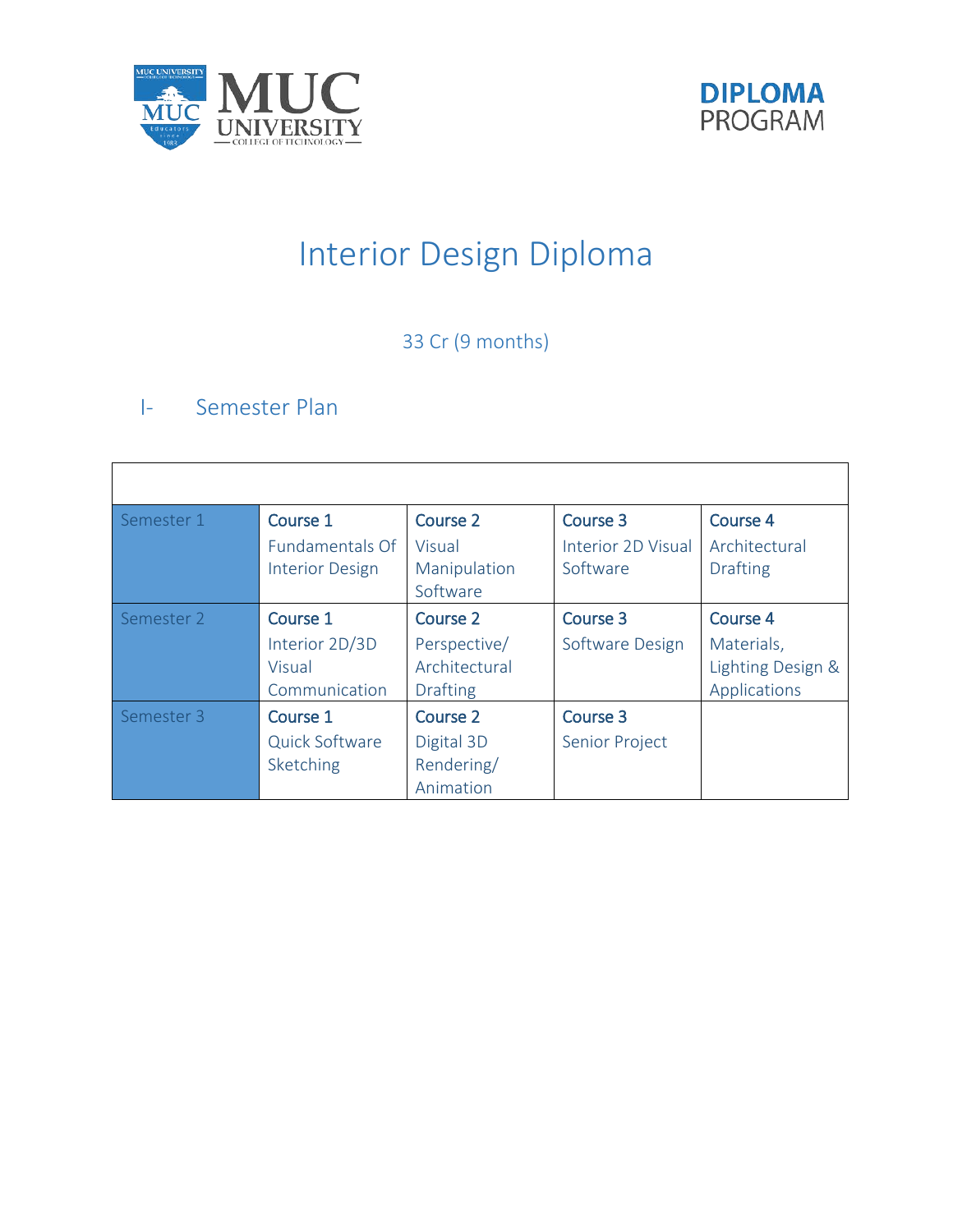DIPLOMA PROGRAM

# Interior Design Diploma

33 Cr (9 months)

## I- Semester Plan

| | | | | |
|---|---|---|---|---|
| Semester 1 | Course 1<br>Fundamentals Of Interior Design | Course 2<br>Visual Manipulation Software | Course 3<br>Interior 2D Visual Software | Course 4<br>Architectural Drafting |
| Semester 2 | Course 1<br>Interior 2D/3D Visual Communication | Course 2<br>Perspective/ Architectural Drafting | Course 3<br>Software Design | Course 4<br>Materials, Lighting Design & Applications |
| Semester 3 | Course 1<br>Quick Software Sketching | Course 2<br>Digital 3D Rendering/ Animation | Course 3<br>Senior Project | |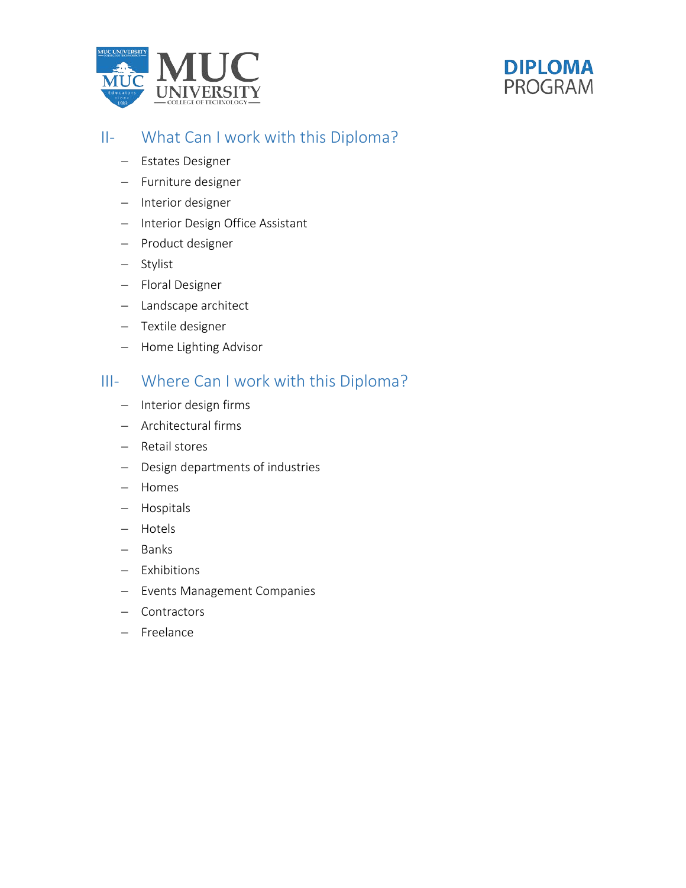## II- What Can I work with this Diploma?

- Estates Designer
- Furniture designer
- Interior designer
- Interior Design Office Assistant
- Product designer
- Stylist
- Floral Designer
- Landscape architect
- Textile designer
- Home Lighting Advisor

## III- Where Can I work with this Diploma?

- Interior design firms
- Architectural firms
- Retail stores
- Design departments of industries
- Homes
- Hospitals
- Hotels
- Banks
- Exhibitions
- Events Management Companies
- Contractors
- Freelance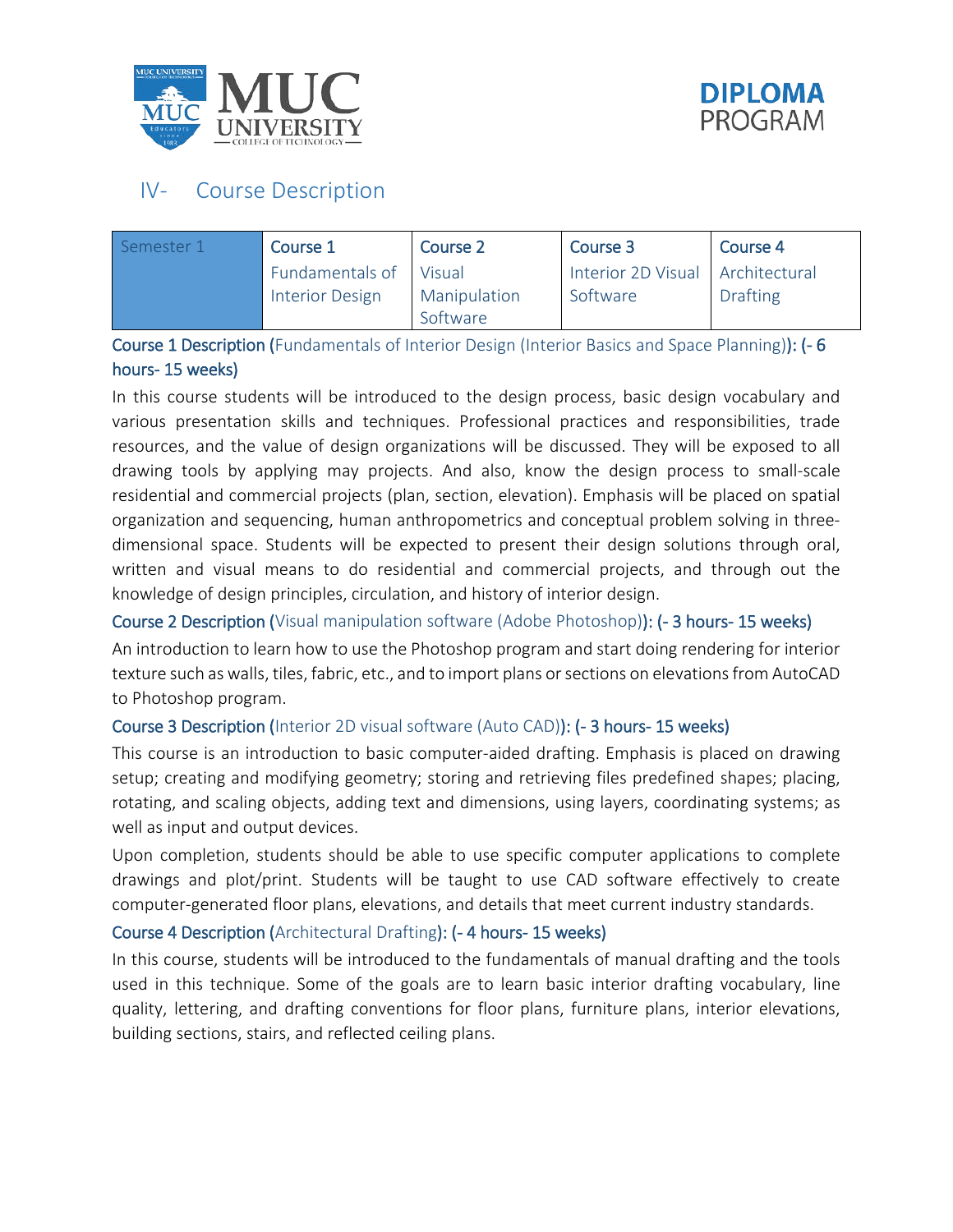## IV- Course Description

| Semester 1 | Course 1 Fundamentals of Interior Design | Course 2 Visual Manipulation Software | Course 3 Interior 2D Visual Software | Course 4 Architectural Drafting |
|---|---|---|---|---|

**Course 1 Description (**Fundamentals of Interior Design (Interior Basics and Space Planning)**): (- 6 hours- 15 weeks)**

In this course students will be introduced to the design process, basic design vocabulary and various presentation skills and techniques. Professional practices and responsibilities, trade resources, and the value of design organizations will be discussed. They will be exposed to all drawing tools by applying may projects. And also, know the design process to small-scale residential and commercial projects (plan, section, elevation). Emphasis will be placed on spatial organization and sequencing, human anthropometrics and conceptual problem solving in three-dimensional space. Students will be expected to present their design solutions through oral, written and visual means to do residential and commercial projects, and through out the knowledge of design principles, circulation, and history of interior design.

**Course 2 Description (**Visual manipulation software (Adobe Photoshop)**): (- 3 hours- 15 weeks)**

An introduction to learn how to use the Photoshop program and start doing rendering for interior texture such as walls, tiles, fabric, etc., and to import plans or sections on elevations from AutoCAD to Photoshop program.

**Course 3 Description (**Interior 2D visual software (Auto CAD)**): (- 3 hours- 15 weeks)**

This course is an introduction to basic computer-aided drafting. Emphasis is placed on drawing setup; creating and modifying geometry; storing and retrieving files predefined shapes; placing, rotating, and scaling objects, adding text and dimensions, using layers, coordinating systems; as well as input and output devices.

Upon completion, students should be able to use specific computer applications to complete drawings and plot/print. Students will be taught to use CAD software effectively to create computer-generated floor plans, elevations, and details that meet current industry standards.

**Course 4 Description (**Architectural Drafting**): (- 4 hours- 15 weeks)**

In this course, students will be introduced to the fundamentals of manual drafting and the tools used in this technique. Some of the goals are to learn basic interior drafting vocabulary, line quality, lettering, and drafting conventions for floor plans, furniture plans, interior elevations, building sections, stairs, and reflected ceiling plans.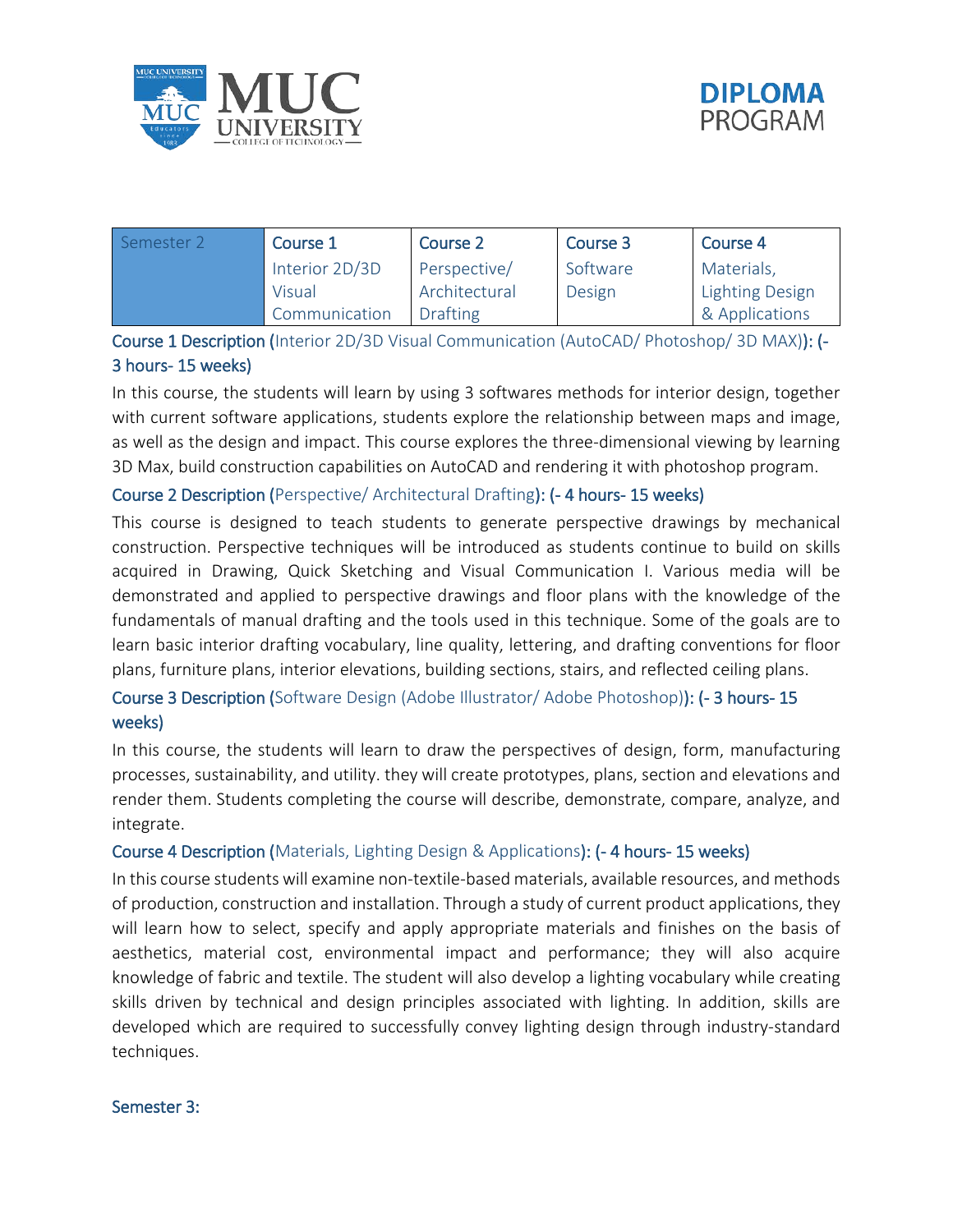| Semester 2 | Course 1 | Course 2 | Course 3 | Course 4 |
|---|---|---|---|---|
| | Interior 2D/3D Visual Communication | Perspective/ Architectural Drafting | Software Design | Materials, Lighting Design & Applications |

**Course 1 Description (**Interior 2D/3D Visual Communication (AutoCAD/ Photoshop/ 3D MAX)**): (- 3 hours- 15 weeks)**

In this course, the students will learn by using 3 softwares methods for interior design, together with current software applications, students explore the relationship between maps and image, as well as the design and impact. This course explores the three-dimensional viewing by learning 3D Max, build construction capabilities on AutoCAD and rendering it with photoshop program.

**Course 2 Description (**Perspective/ Architectural Drafting**): (- 4 hours- 15 weeks)**

This course is designed to teach students to generate perspective drawings by mechanical construction. Perspective techniques will be introduced as students continue to build on skills acquired in Drawing, Quick Sketching and Visual Communication I. Various media will be demonstrated and applied to perspective drawings and floor plans with the knowledge of the fundamentals of manual drafting and the tools used in this technique. Some of the goals are to learn basic interior drafting vocabulary, line quality, lettering, and drafting conventions for floor plans, furniture plans, interior elevations, building sections, stairs, and reflected ceiling plans.

**Course 3 Description (**Software Design (Adobe Illustrator/ Adobe Photoshop)**): (- 3 hours- 15 weeks)**

In this course, the students will learn to draw the perspectives of design, form, manufacturing processes, sustainability, and utility. they will create prototypes, plans, section and elevations and render them. Students completing the course will describe, demonstrate, compare, analyze, and integrate.

**Course 4 Description (**Materials, Lighting Design & Applications**): (- 4 hours- 15 weeks)**

In this course students will examine non-textile-based materials, available resources, and methods of production, construction and installation. Through a study of current product applications, they will learn how to select, specify and apply appropriate materials and finishes on the basis of aesthetics, material cost, environmental impact and performance; they will also acquire knowledge of fabric and textile. The student will also develop a lighting vocabulary while creating skills driven by technical and design principles associated with lighting. In addition, skills are developed which are required to successfully convey lighting design through industry-standard techniques.

**Semester 3:**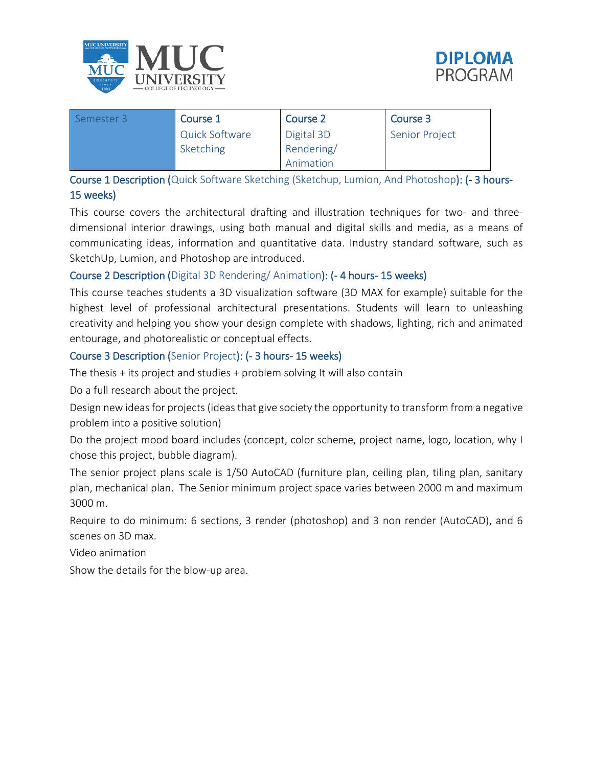| Semester 3 | Course 1<br>Quick Software Sketching | Course 2<br>Digital 3D Rendering/ Animation | Course 3<br>Senior Project |
|---|---|---|---|

**Course 1 Description (**Quick Software Sketching (Sketchup, Lumion, And Photoshop)**: (- 3 hours- 15 weeks)**

This course covers the architectural drafting and illustration techniques for two- and three-dimensional interior drawings, using both manual and digital skills and media, as a means of communicating ideas, information and quantitative data. Industry standard software, such as SketchUp, Lumion, and Photoshop are introduced.

**Course 2 Description (**Digital 3D Rendering/ Animation**): (- 4 hours- 15 weeks)**

This course teaches students a 3D visualization software (3D MAX for example) suitable for the highest level of professional architectural presentations. Students will learn to unleashing creativity and helping you show your design complete with shadows, lighting, rich and animated entourage, and photorealistic or conceptual effects.

**Course 3 Description (**Senior Project**): (- 3 hours- 15 weeks)**

The thesis + its project and studies + problem solving It will also contain

Do a full research about the project.

Design new ideas for projects (ideas that give society the opportunity to transform from a negative problem into a positive solution)

Do the project mood board includes (concept, color scheme, project name, logo, location, why I chose this project, bubble diagram).

The senior project plans scale is 1/50 AutoCAD (furniture plan, ceiling plan, tiling plan, sanitary plan, mechanical plan. The Senior minimum project space varies between 2000 m and maximum 3000 m.

Require to do minimum: 6 sections, 3 render (photoshop) and 3 non render (AutoCAD), and 6 scenes on 3D max.

Video animation

Show the details for the blow-up area.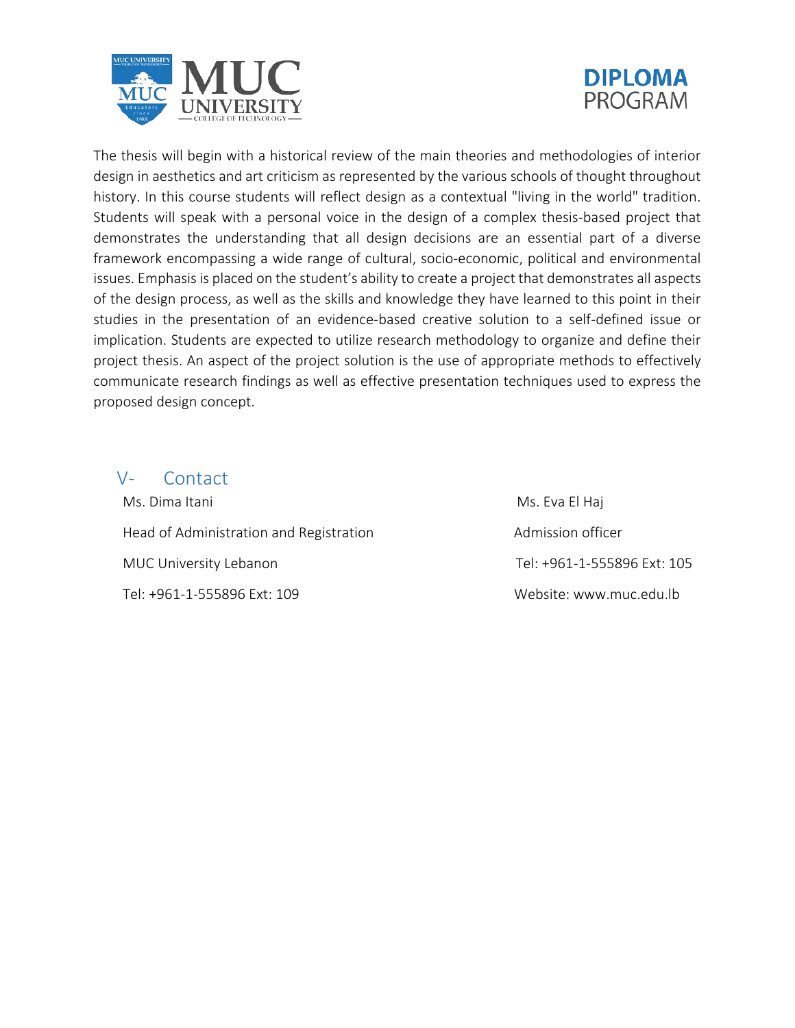The thesis will begin with a historical review of the main theories and methodologies of interior design in aesthetics and art criticism as represented by the various schools of thought throughout history. In this course students will reflect design as a contextual "living in the world" tradition. Students will speak with a personal voice in the design of a complex thesis-based project that demonstrates the understanding that all design decisions are an essential part of a diverse framework encompassing a wide range of cultural, socio-economic, political and environmental issues. Emphasis is placed on the student's ability to create a project that demonstrates all aspects of the design process, as well as the skills and knowledge they have learned to this point in their studies in the presentation of an evidence-based creative solution to a self-defined issue or implication. Students are expected to utilize research methodology to organize and define their project thesis. An aspect of the project solution is the use of appropriate methods to effectively communicate research findings as well as effective presentation techniques used to express the proposed design concept.

## V- Contact

Ms. Dima Itani

Head of Administration and Registration

MUC University Lebanon

Tel: +961-1-555896 Ext: 109

Ms. Eva El Haj

Admission officer

Tel: +961-1-555896 Ext: 105

Website: www.muc.edu.lb